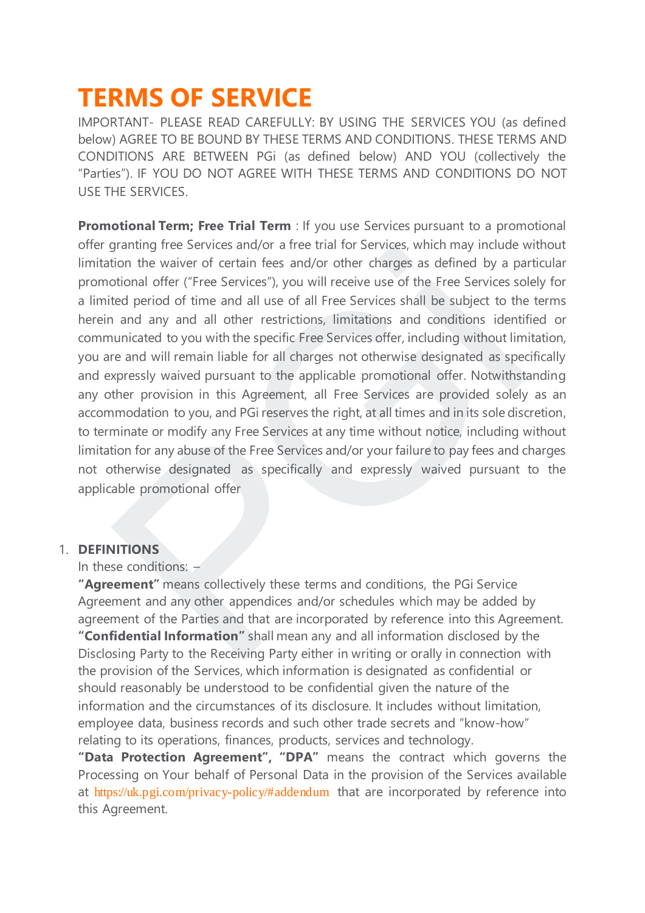# TERMS OF SERVICE

IMPORTANT- PLEASE READ CAREFULLY: BY USING THE SERVICES YOU (as defined below) AGREE TO BE BOUND BY THESE TERMS AND CONDITIONS. THESE TERMS AND CONDITIONS ARE BETWEEN PGi (as defined below) AND YOU (collectively the "Parties"). IF YOU DO NOT AGREE WITH THESE TERMS AND CONDITIONS DO NOT USE THE SERVICES.

**Promotional Term; Free Trial Term** : If you use Services pursuant to a promotional offer granting free Services and/or a free trial for Services, which may include without limitation the waiver of certain fees and/or other charges as defined by a particular promotional offer ("Free Services"), you will receive use of the Free Services solely for a limited period of time and all use of all Free Services shall be subject to the terms herein and any and all other restrictions, limitations and conditions identified or communicated to you with the specific Free Services offer, including without limitation, you are and will remain liable for all charges not otherwise designated as specifically and expressly waived pursuant to the applicable promotional offer. Notwithstanding any other provision in this Agreement, all Free Services are provided solely as an accommodation to you, and PGi reserves the right, at all times and in its sole discretion, to terminate or modify any Free Services at any time without notice, including without limitation for any abuse of the Free Services and/or your failure to pay fees and charges not otherwise designated as specifically and expressly waived pursuant to the applicable promotional offer

1. **DEFINITIONS**

   In these conditions: –

   **"Agreement"** means collectively these terms and conditions, the PGi Service Agreement and any other appendices and/or schedules which may be added by agreement of the Parties and that are incorporated by reference into this Agreement.

   **"Confidential Information"** shall mean any and all information disclosed by the Disclosing Party to the Receiving Party either in writing or orally in connection with the provision of the Services, which information is designated as confidential or should reasonably be understood to be confidential given the nature of the information and the circumstances of its disclosure. It includes without limitation, employee data, business records and such other trade secrets and "know-how" relating to its operations, finances, products, services and technology.

   **"Data Protection Agreement", "DPA"** means the contract which governs the Processing on Your behalf of Personal Data in the provision of the Services available at https://uk.pgi.com/privacy-policy/#addendum that are incorporated by reference into this Agreement.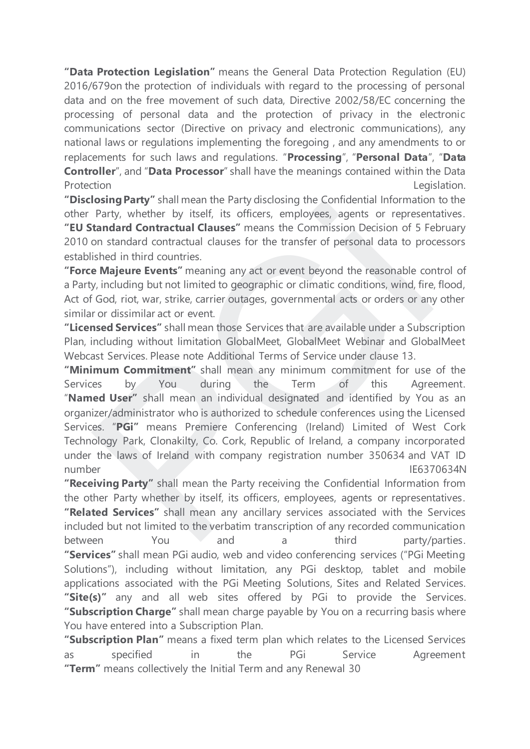**"Data Protection Legislation"** means the General Data Protection Regulation (EU) 2016/679on the protection of individuals with regard to the processing of personal data and on the free movement of such data, Directive 2002/58/EC concerning the processing of personal data and the protection of privacy in the electronic communications sector (Directive on privacy and electronic communications), any national laws or regulations implementing the foregoing , and any amendments to or replacements for such laws and regulations. "**Processing**", "**Personal Data**", "**Data Controller**", and "**Data Processor**" shall have the meanings contained within the Data Protection Legislation.

**"Disclosing Party"** shall mean the Party disclosing the Confidential Information to the other Party, whether by itself, its officers, employees, agents or representatives.

**"EU Standard Contractual Clauses"** means the Commission Decision of 5 February 2010 on standard contractual clauses for the transfer of personal data to processors established in third countries.

**"Force Majeure Events"** meaning any act or event beyond the reasonable control of a Party, including but not limited to geographic or climatic conditions, wind, fire, flood, Act of God, riot, war, strike, carrier outages, governmental acts or orders or any other similar or dissimilar act or event.

**"Licensed Services"** shall mean those Services that are available under a Subscription Plan, including without limitation GlobalMeet, GlobalMeet Webinar and GlobalMeet Webcast Services. Please note Additional Terms of Service under clause 13.

**"Minimum Commitment"** shall mean any minimum commitment for use of the Services by You during the Term of this Agreement.

"**Named User"** shall mean an individual designated and identified by You as an organizer/administrator who is authorized to schedule conferences using the Licensed Services.

"**PGi"** means Premiere Conferencing (Ireland) Limited of West Cork Technology Park, Clonakilty, Co. Cork, Republic of Ireland, a company incorporated under the laws of Ireland with company registration number 350634 and VAT ID number IE6370634N

**"Receiving Party"** shall mean the Party receiving the Confidential Information from the other Party whether by itself, its officers, employees, agents or representatives.

**"Related Services"** shall mean any ancillary services associated with the Services included but not limited to the verbatim transcription of any recorded communication between You and a third party/parties.

**"Services"** shall mean PGi audio, web and video conferencing services ("PGi Meeting Solutions"), including without limitation, any PGi desktop, tablet and mobile applications associated with the PGi Meeting Solutions, Sites and Related Services.

**"Site(s)"** any and all web sites offered by PGi to provide the Services.

**"Subscription Charge"** shall mean charge payable by You on a recurring basis where You have entered into a Subscription Plan.

**"Subscription Plan"** means a fixed term plan which relates to the Licensed Services as specified in the PGi Service Agreement

**"Term"** means collectively the Initial Term and any Renewal 30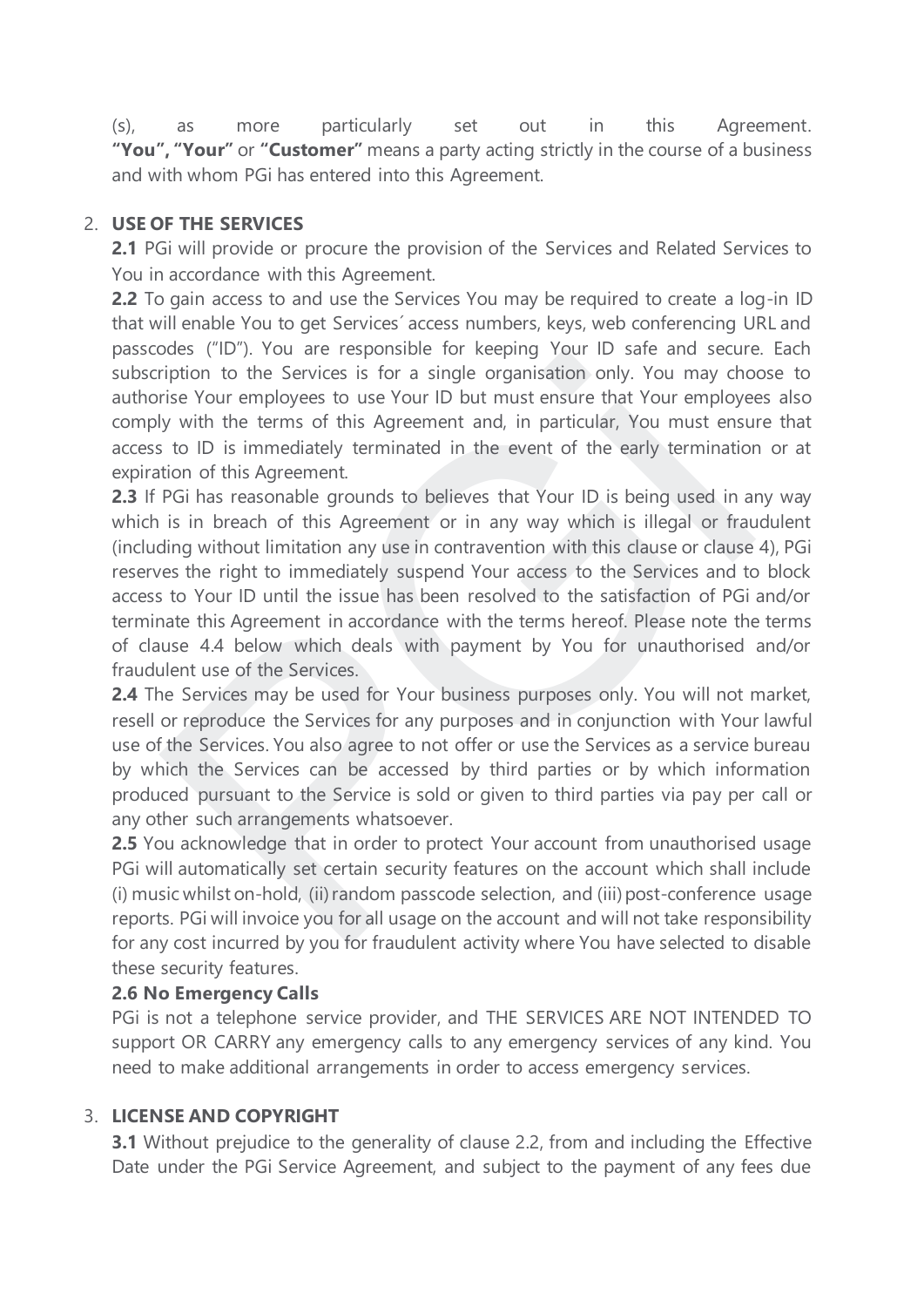(s), as more particularly set out in this Agreement. **"You", "Your"** or **"Customer"** means a party acting strictly in the course of a business and with whom PGi has entered into this Agreement.

2. **USE OF THE SERVICES**

   **2.1** PGi will provide or procure the provision of the Services and Related Services to You in accordance with this Agreement.

   **2.2** To gain access to and use the Services You may be required to create a log-in ID that will enable You to get Services´ access numbers, keys, web conferencing URL and passcodes ("ID"). You are responsible for keeping Your ID safe and secure. Each subscription to the Services is for a single organisation only. You may choose to authorise Your employees to use Your ID but must ensure that Your employees also comply with the terms of this Agreement and, in particular, You must ensure that access to ID is immediately terminated in the event of the early termination or at expiration of this Agreement.

   **2.3** If PGi has reasonable grounds to believes that Your ID is being used in any way which is in breach of this Agreement or in any way which is illegal or fraudulent (including without limitation any use in contravention with this clause or clause 4), PGi reserves the right to immediately suspend Your access to the Services and to block access to Your ID until the issue has been resolved to the satisfaction of PGi and/or terminate this Agreement in accordance with the terms hereof. Please note the terms of clause 4.4 below which deals with payment by You for unauthorised and/or fraudulent use of the Services.

   **2.4** The Services may be used for Your business purposes only. You will not market, resell or reproduce the Services for any purposes and in conjunction with Your lawful use of the Services. You also agree to not offer or use the Services as a service bureau by which the Services can be accessed by third parties or by which information produced pursuant to the Service is sold or given to third parties via pay per call or any other such arrangements whatsoever.

   **2.5** You acknowledge that in order to protect Your account from unauthorised usage PGi will automatically set certain security features on the account which shall include (i) music whilst on-hold, (ii) random passcode selection, and (iii) post-conference usage reports. PGi will invoice you for all usage on the account and will not take responsibility for any cost incurred by you for fraudulent activity where You have selected to disable these security features.

   **2.6 No Emergency Calls**

   PGi is not a telephone service provider, and THE SERVICES ARE NOT INTENDED TO support OR CARRY any emergency calls to any emergency services of any kind. You need to make additional arrangements in order to access emergency services.

3. **LICENSE AND COPYRIGHT**

   **3.1** Without prejudice to the generality of clause 2.2, from and including the Effective Date under the PGi Service Agreement, and subject to the payment of any fees due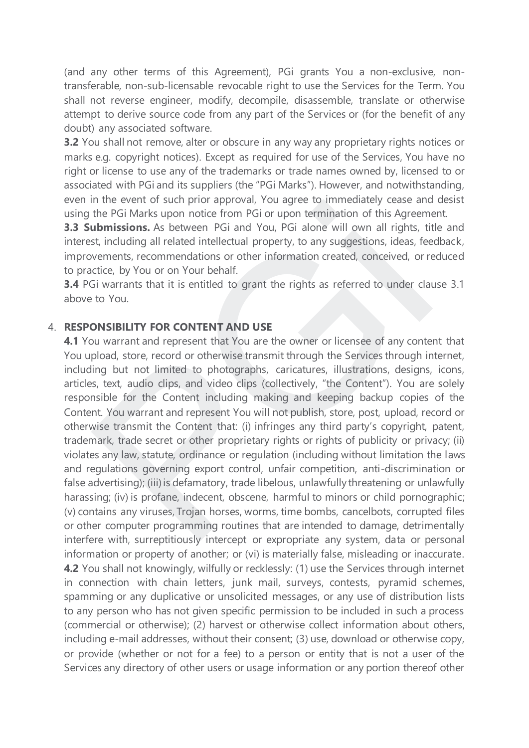(and any other terms of this Agreement), PGi grants You a non-exclusive, non-transferable, non-sub-licensable revocable right to use the Services for the Term. You shall not reverse engineer, modify, decompile, disassemble, translate or otherwise attempt to derive source code from any part of the Services or (for the benefit of any doubt) any associated software.

**3.2** You shall not remove, alter or obscure in any way any proprietary rights notices or marks e.g. copyright notices). Except as required for use of the Services, You have no right or license to use any of the trademarks or trade names owned by, licensed to or associated with PGi and its suppliers (the "PGi Marks"). However, and notwithstanding, even in the event of such prior approval, You agree to immediately cease and desist using the PGi Marks upon notice from PGi or upon termination of this Agreement.

**3.3 Submissions.** As between PGi and You, PGi alone will own all rights, title and interest, including all related intellectual property, to any suggestions, ideas, feedback, improvements, recommendations or other information created, conceived, or reduced to practice, by You or on Your behalf.

**3.4** PGi warrants that it is entitled to grant the rights as referred to under clause 3.1 above to You.

4. **RESPONSIBILITY FOR CONTENT AND USE**

**4.1** You warrant and represent that You are the owner or licensee of any content that You upload, store, record or otherwise transmit through the Services through internet, including but not limited to photographs, caricatures, illustrations, designs, icons, articles, text, audio clips, and video clips (collectively, "the Content"). You are solely responsible for the Content including making and keeping backup copies of the Content. You warrant and represent You will not publish, store, post, upload, record or otherwise transmit the Content that: (i) infringes any third party's copyright, patent, trademark, trade secret or other proprietary rights or rights of publicity or privacy; (ii) violates any law, statute, ordinance or regulation (including without limitation the laws and regulations governing export control, unfair competition, anti-discrimination or false advertising); (iii) is defamatory, trade libelous, unlawfully threatening or unlawfully harassing; (iv) is profane, indecent, obscene, harmful to minors or child pornographic; (v) contains any viruses, Trojan horses, worms, time bombs, cancelbots, corrupted files or other computer programming routines that are intended to damage, detrimentally interfere with, surreptitiously intercept or expropriate any system, data or personal information or property of another; or (vi) is materially false, misleading or inaccurate.

**4.2** You shall not knowingly, wilfully or recklessly: (1) use the Services through internet in connection with chain letters, junk mail, surveys, contests, pyramid schemes, spamming or any duplicative or unsolicited messages, or any use of distribution lists to any person who has not given specific permission to be included in such a process (commercial or otherwise); (2) harvest or otherwise collect information about others, including e-mail addresses, without their consent; (3) use, download or otherwise copy, or provide (whether or not for a fee) to a person or entity that is not a user of the Services any directory of other users or usage information or any portion thereof other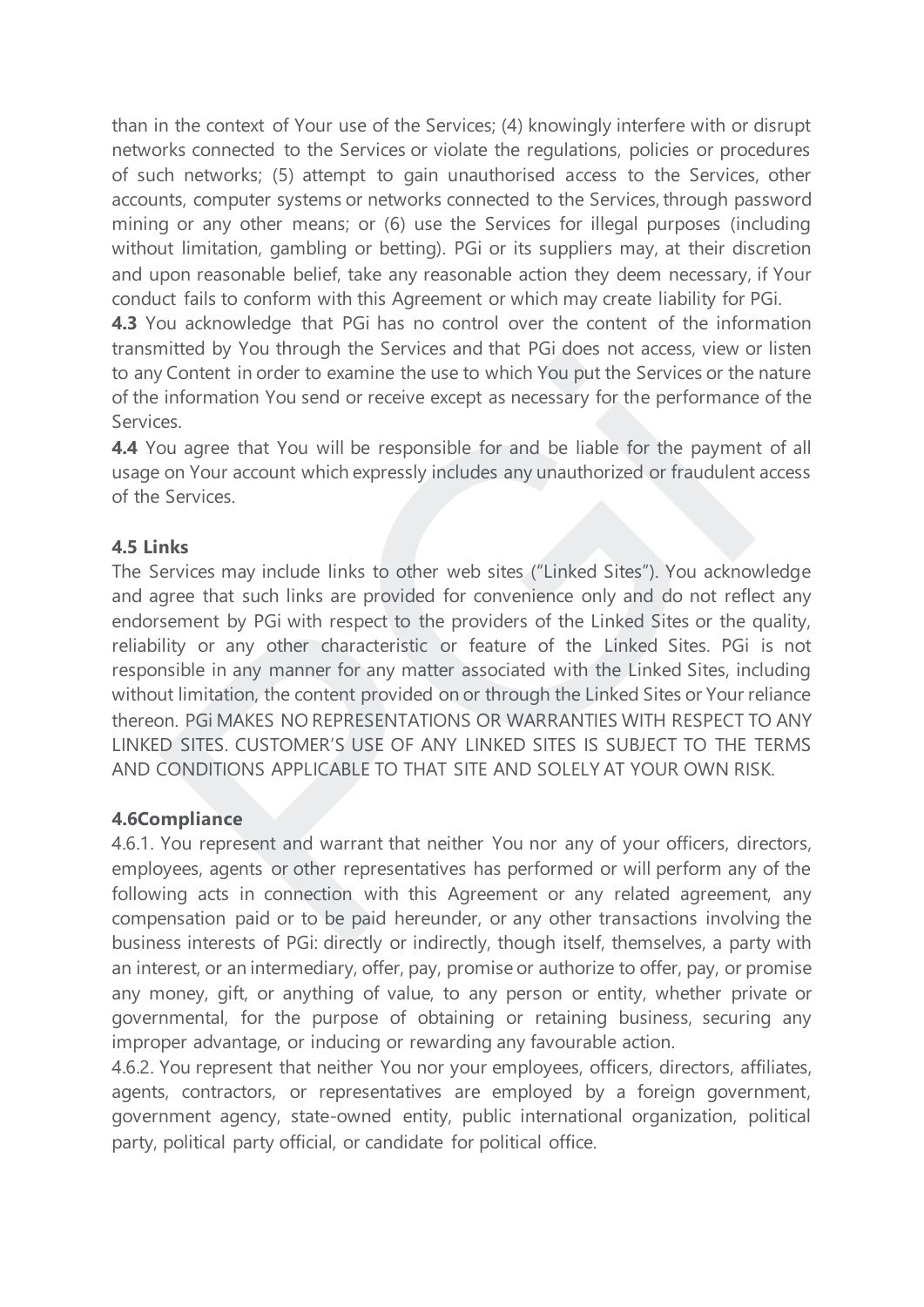than in the context of Your use of the Services; (4) knowingly interfere with or disrupt networks connected to the Services or violate the regulations, policies or procedures of such networks; (5) attempt to gain unauthorised access to the Services, other accounts, computer systems or networks connected to the Services, through password mining or any other means; or (6) use the Services for illegal purposes (including without limitation, gambling or betting). PGi or its suppliers may, at their discretion and upon reasonable belief, take any reasonable action they deem necessary, if Your conduct fails to conform with this Agreement or which may create liability for PGi.

**4.3** You acknowledge that PGi has no control over the content of the information transmitted by You through the Services and that PGi does not access, view or listen to any Content in order to examine the use to which You put the Services or the nature of the information You send or receive except as necessary for the performance of the Services.

**4.4** You agree that You will be responsible for and be liable for the payment of all usage on Your account which expressly includes any unauthorized or fraudulent access of the Services.

**4.5 Links**

The Services may include links to other web sites ("Linked Sites"). You acknowledge and agree that such links are provided for convenience only and do not reflect any endorsement by PGi with respect to the providers of the Linked Sites or the quality, reliability or any other characteristic or feature of the Linked Sites. PGi is not responsible in any manner for any matter associated with the Linked Sites, including without limitation, the content provided on or through the Linked Sites or Your reliance thereon. PGi MAKES NO REPRESENTATIONS OR WARRANTIES WITH RESPECT TO ANY LINKED SITES. CUSTOMER'S USE OF ANY LINKED SITES IS SUBJECT TO THE TERMS AND CONDITIONS APPLICABLE TO THAT SITE AND SOLELY AT YOUR OWN RISK.

**4.6Compliance**

4.6.1. You represent and warrant that neither You nor any of your officers, directors, employees, agents or other representatives has performed or will perform any of the following acts in connection with this Agreement or any related agreement, any compensation paid or to be paid hereunder, or any other transactions involving the business interests of PGi: directly or indirectly, though itself, themselves, a party with an interest, or an intermediary, offer, pay, promise or authorize to offer, pay, or promise any money, gift, or anything of value, to any person or entity, whether private or governmental, for the purpose of obtaining or retaining business, securing any improper advantage, or inducing or rewarding any favourable action.

4.6.2. You represent that neither You nor your employees, officers, directors, affiliates, agents, contractors, or representatives are employed by a foreign government, government agency, state-owned entity, public international organization, political party, political party official, or candidate for political office.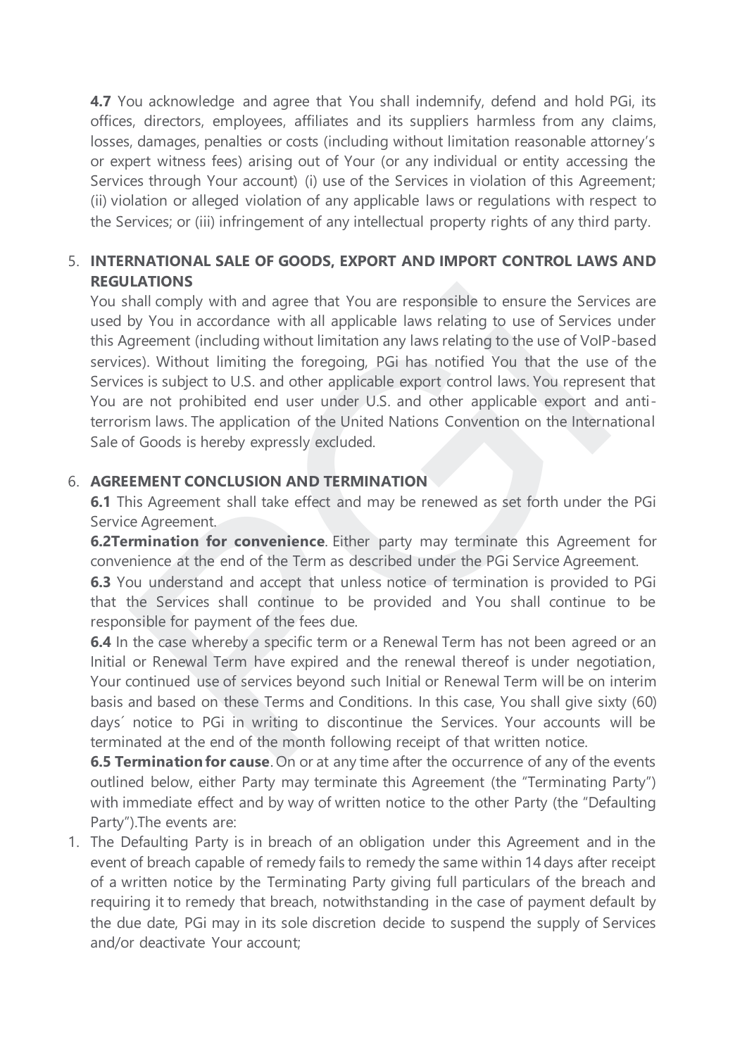**4.7** You acknowledge and agree that You shall indemnify, defend and hold PGi, its offices, directors, employees, affiliates and its suppliers harmless from any claims, losses, damages, penalties or costs (including without limitation reasonable attorney's or expert witness fees) arising out of Your (or any individual or entity accessing the Services through Your account) (i) use of the Services in violation of this Agreement; (ii) violation or alleged violation of any applicable laws or regulations with respect to the Services; or (iii) infringement of any intellectual property rights of any third party.

5. **INTERNATIONAL SALE OF GOODS, EXPORT AND IMPORT CONTROL LAWS AND REGULATIONS**

   You shall comply with and agree that You are responsible to ensure the Services are used by You in accordance with all applicable laws relating to use of Services under this Agreement (including without limitation any laws relating to the use of VoIP-based services). Without limiting the foregoing, PGi has notified You that the use of the Services is subject to U.S. and other applicable export control laws. You represent that You are not prohibited end user under U.S. and other applicable export and anti-terrorism laws. The application of the United Nations Convention on the International Sale of Goods is hereby expressly excluded.

6. **AGREEMENT CONCLUSION AND TERMINATION**

   **6.1** This Agreement shall take effect and may be renewed as set forth under the PGi Service Agreement.

   **6.2Termination for convenience**. Either party may terminate this Agreement for convenience at the end of the Term as described under the PGi Service Agreement.

   **6.3** You understand and accept that unless notice of termination is provided to PGi that the Services shall continue to be provided and You shall continue to be responsible for payment of the fees due.

   **6.4** In the case whereby a specific term or a Renewal Term has not been agreed or an Initial or Renewal Term have expired and the renewal thereof is under negotiation, Your continued use of services beyond such Initial or Renewal Term will be on interim basis and based on these Terms and Conditions. In this case, You shall give sixty (60) days´ notice to PGi in writing to discontinue the Services. Your accounts will be terminated at the end of the month following receipt of that written notice.

   **6.5 Termination for cause**. On or at any time after the occurrence of any of the events outlined below, either Party may terminate this Agreement (the "Terminating Party") with immediate effect and by way of written notice to the other Party (the "Defaulting Party").The events are:

1. The Defaulting Party is in breach of an obligation under this Agreement and in the event of breach capable of remedy fails to remedy the same within 14 days after receipt of a written notice by the Terminating Party giving full particulars of the breach and requiring it to remedy that breach, notwithstanding in the case of payment default by the due date, PGi may in its sole discretion decide to suspend the supply of Services and/or deactivate Your account;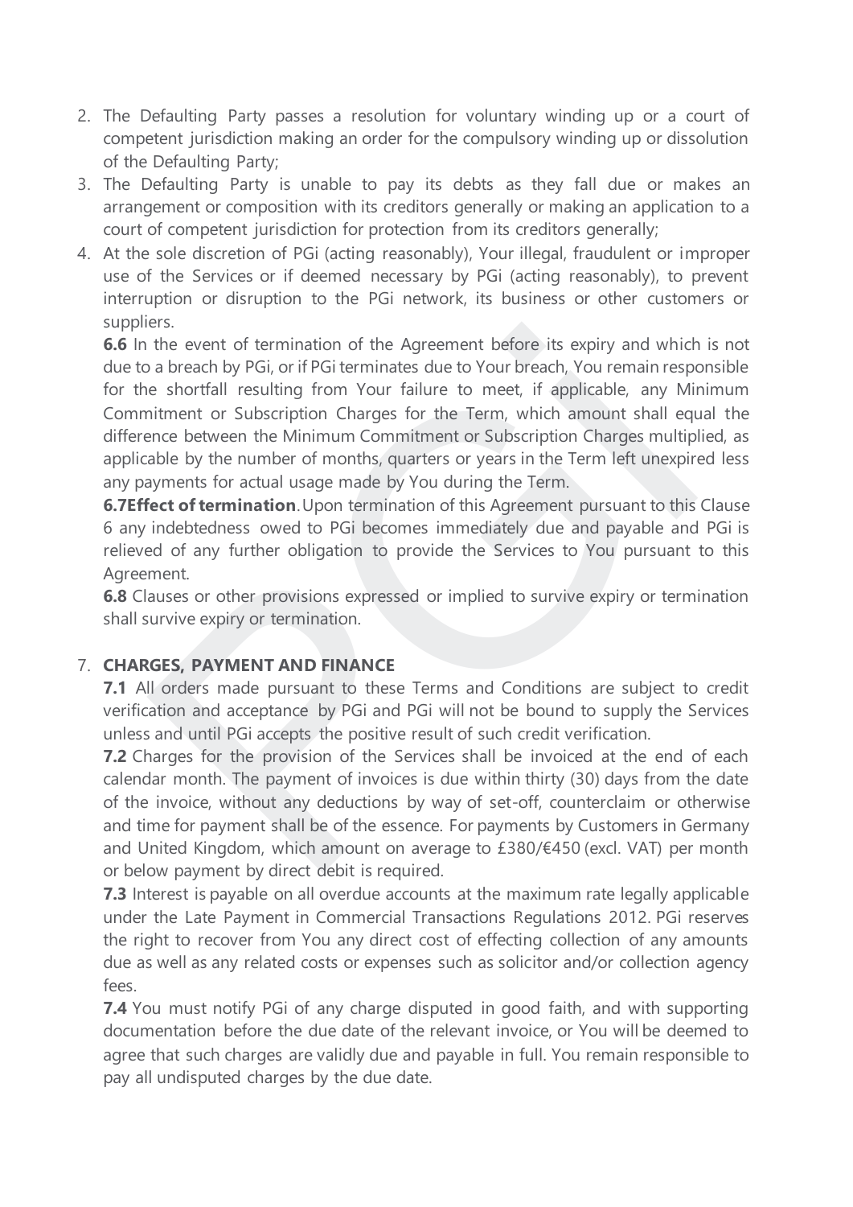2. The Defaulting Party passes a resolution for voluntary winding up or a court of competent jurisdiction making an order for the compulsory winding up or dissolution of the Defaulting Party;
3. The Defaulting Party is unable to pay its debts as they fall due or makes an arrangement or composition with its creditors generally or making an application to a court of competent jurisdiction for protection from its creditors generally;
4. At the sole discretion of PGi (acting reasonably), Your illegal, fraudulent or improper use of the Services or if deemed necessary by PGi (acting reasonably), to prevent interruption or disruption to the PGi network, its business or other customers or suppliers.

**6.6** In the event of termination of the Agreement before its expiry and which is not due to a breach by PGi, or if PGi terminates due to Your breach, You remain responsible for the shortfall resulting from Your failure to meet, if applicable, any Minimum Commitment or Subscription Charges for the Term, which amount shall equal the difference between the Minimum Commitment or Subscription Charges multiplied, as applicable by the number of months, quarters or years in the Term left unexpired less any payments for actual usage made by You during the Term.

**6.7Effect of termination**. Upon termination of this Agreement pursuant to this Clause 6 any indebtedness owed to PGi becomes immediately due and payable and PGi is relieved of any further obligation to provide the Services to You pursuant to this Agreement.

**6.8** Clauses or other provisions expressed or implied to survive expiry or termination shall survive expiry or termination.

7. **CHARGES, PAYMENT AND FINANCE**

**7.1** All orders made pursuant to these Terms and Conditions are subject to credit verification and acceptance by PGi and PGi will not be bound to supply the Services unless and until PGi accepts the positive result of such credit verification.

**7.2** Charges for the provision of the Services shall be invoiced at the end of each calendar month. The payment of invoices is due within thirty (30) days from the date of the invoice, without any deductions by way of set-off, counterclaim or otherwise and time for payment shall be of the essence. For payments by Customers in Germany and United Kingdom, which amount on average to £380/€450 (excl. VAT) per month or below payment by direct debit is required.

**7.3** Interest is payable on all overdue accounts at the maximum rate legally applicable under the Late Payment in Commercial Transactions Regulations 2012. PGi reserves the right to recover from You any direct cost of effecting collection of any amounts due as well as any related costs or expenses such as solicitor and/or collection agency fees.

**7.4** You must notify PGi of any charge disputed in good faith, and with supporting documentation before the due date of the relevant invoice, or You will be deemed to agree that such charges are validly due and payable in full. You remain responsible to pay all undisputed charges by the due date.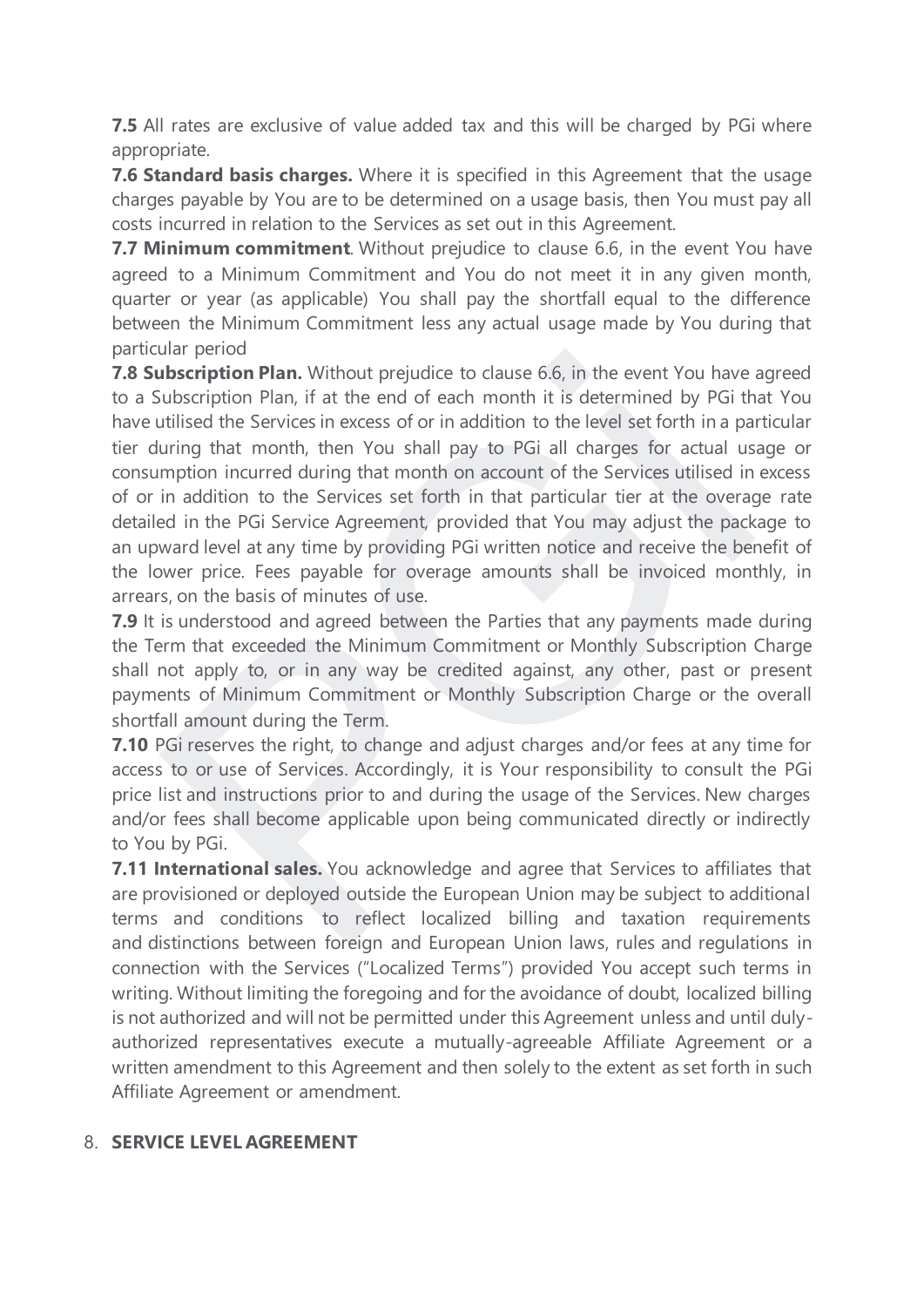**7.5** All rates are exclusive of value added tax and this will be charged by PGi where appropriate.

**7.6 Standard basis charges.** Where it is specified in this Agreement that the usage charges payable by You are to be determined on a usage basis, then You must pay all costs incurred in relation to the Services as set out in this Agreement.

**7.7 Minimum commitment**. Without prejudice to clause 6.6, in the event You have agreed to a Minimum Commitment and You do not meet it in any given month, quarter or year (as applicable) You shall pay the shortfall equal to the difference between the Minimum Commitment less any actual usage made by You during that particular period

**7.8 Subscription Plan.** Without prejudice to clause 6.6, in the event You have agreed to a Subscription Plan, if at the end of each month it is determined by PGi that You have utilised the Services in excess of or in addition to the level set forth in a particular tier during that month, then You shall pay to PGi all charges for actual usage or consumption incurred during that month on account of the Services utilised in excess of or in addition to the Services set forth in that particular tier at the overage rate detailed in the PGi Service Agreement, provided that You may adjust the package to an upward level at any time by providing PGi written notice and receive the benefit of the lower price. Fees payable for overage amounts shall be invoiced monthly, in arrears, on the basis of minutes of use.

**7.9** It is understood and agreed between the Parties that any payments made during the Term that exceeded the Minimum Commitment or Monthly Subscription Charge shall not apply to, or in any way be credited against, any other, past or present payments of Minimum Commitment or Monthly Subscription Charge or the overall shortfall amount during the Term.

**7.10** PGi reserves the right, to change and adjust charges and/or fees at any time for access to or use of Services. Accordingly, it is Your responsibility to consult the PGi price list and instructions prior to and during the usage of the Services. New charges and/or fees shall become applicable upon being communicated directly or indirectly to You by PGi.

**7.11 International sales.** You acknowledge and agree that Services to affiliates that are provisioned or deployed outside the European Union may be subject to additional terms and conditions to reflect localized billing and taxation requirements and distinctions between foreign and European Union laws, rules and regulations in connection with the Services ("Localized Terms") provided You accept such terms in writing. Without limiting the foregoing and for the avoidance of doubt, localized billing is not authorized and will not be permitted under this Agreement unless and until duly-authorized representatives execute a mutually-agreeable Affiliate Agreement or a written amendment to this Agreement and then solely to the extent as set forth in such Affiliate Agreement or amendment.

## 8. SERVICE LEVEL AGREEMENT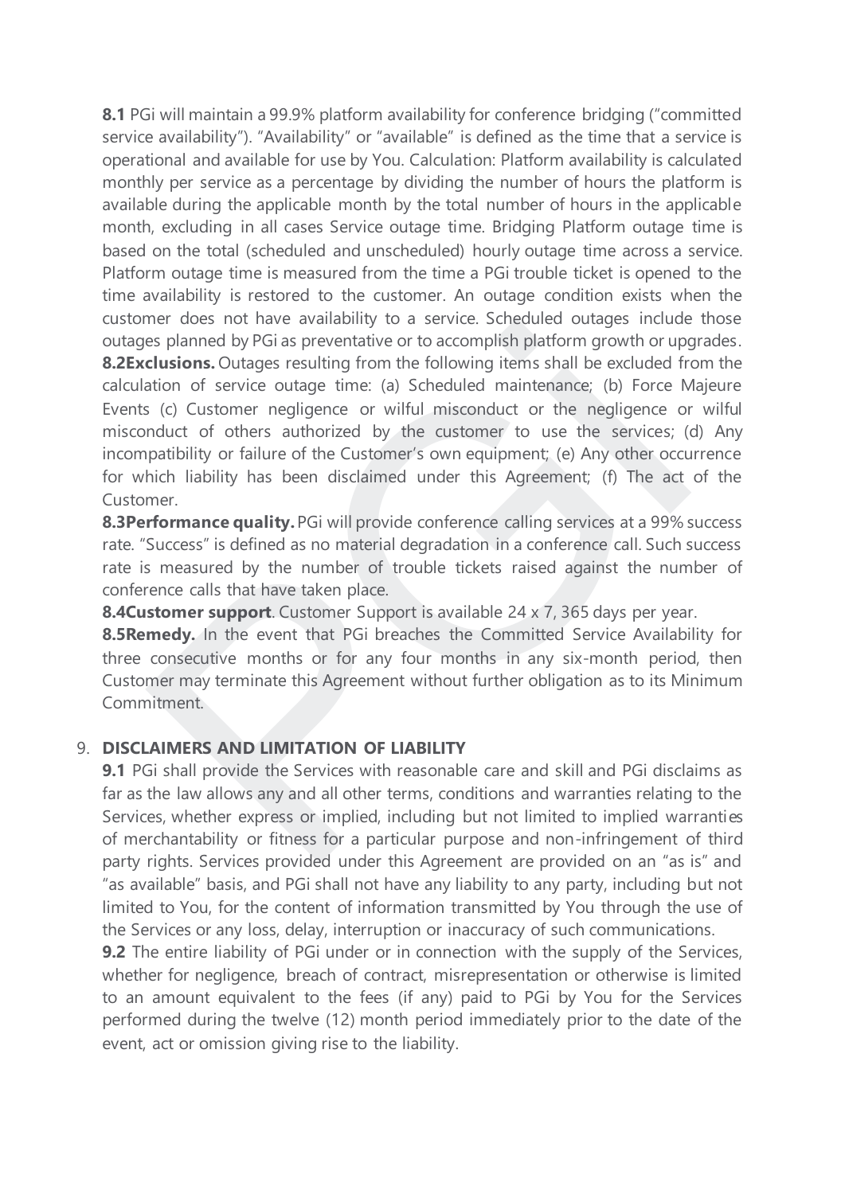**8.1** PGi will maintain a 99.9% platform availability for conference bridging ("committed service availability"). "Availability" or "available" is defined as the time that a service is operational and available for use by You. Calculation: Platform availability is calculated monthly per service as a percentage by dividing the number of hours the platform is available during the applicable month by the total number of hours in the applicable month, excluding in all cases Service outage time. Bridging Platform outage time is based on the total (scheduled and unscheduled) hourly outage time across a service. Platform outage time is measured from the time a PGi trouble ticket is opened to the time availability is restored to the customer. An outage condition exists when the customer does not have availability to a service. Scheduled outages include those outages planned by PGi as preventative or to accomplish platform growth or upgrades.

**8.2Exclusions.** Outages resulting from the following items shall be excluded from the calculation of service outage time: (a) Scheduled maintenance; (b) Force Majeure Events (c) Customer negligence or wilful misconduct or the negligence or wilful misconduct of others authorized by the customer to use the services; (d) Any incompatibility or failure of the Customer's own equipment; (e) Any other occurrence for which liability has been disclaimed under this Agreement; (f) The act of the Customer.

**8.3Performance quality.** PGi will provide conference calling services at a 99% success rate. "Success" is defined as no material degradation in a conference call. Such success rate is measured by the number of trouble tickets raised against the number of conference calls that have taken place.

**8.4Customer support**. Customer Support is available 24 x 7, 365 days per year.

**8.5Remedy.** In the event that PGi breaches the Committed Service Availability for three consecutive months or for any four months in any six-month period, then Customer may terminate this Agreement without further obligation as to its Minimum Commitment.

## 9. DISCLAIMERS AND LIMITATION OF LIABILITY

**9.1** PGi shall provide the Services with reasonable care and skill and PGi disclaims as far as the law allows any and all other terms, conditions and warranties relating to the Services, whether express or implied, including but not limited to implied warranties of merchantability or fitness for a particular purpose and non-infringement of third party rights. Services provided under this Agreement are provided on an "as is" and "as available" basis, and PGi shall not have any liability to any party, including but not limited to You, for the content of information transmitted by You through the use of the Services or any loss, delay, interruption or inaccuracy of such communications.

**9.2** The entire liability of PGi under or in connection with the supply of the Services, whether for negligence, breach of contract, misrepresentation or otherwise is limited to an amount equivalent to the fees (if any) paid to PGi by You for the Services performed during the twelve (12) month period immediately prior to the date of the event, act or omission giving rise to the liability.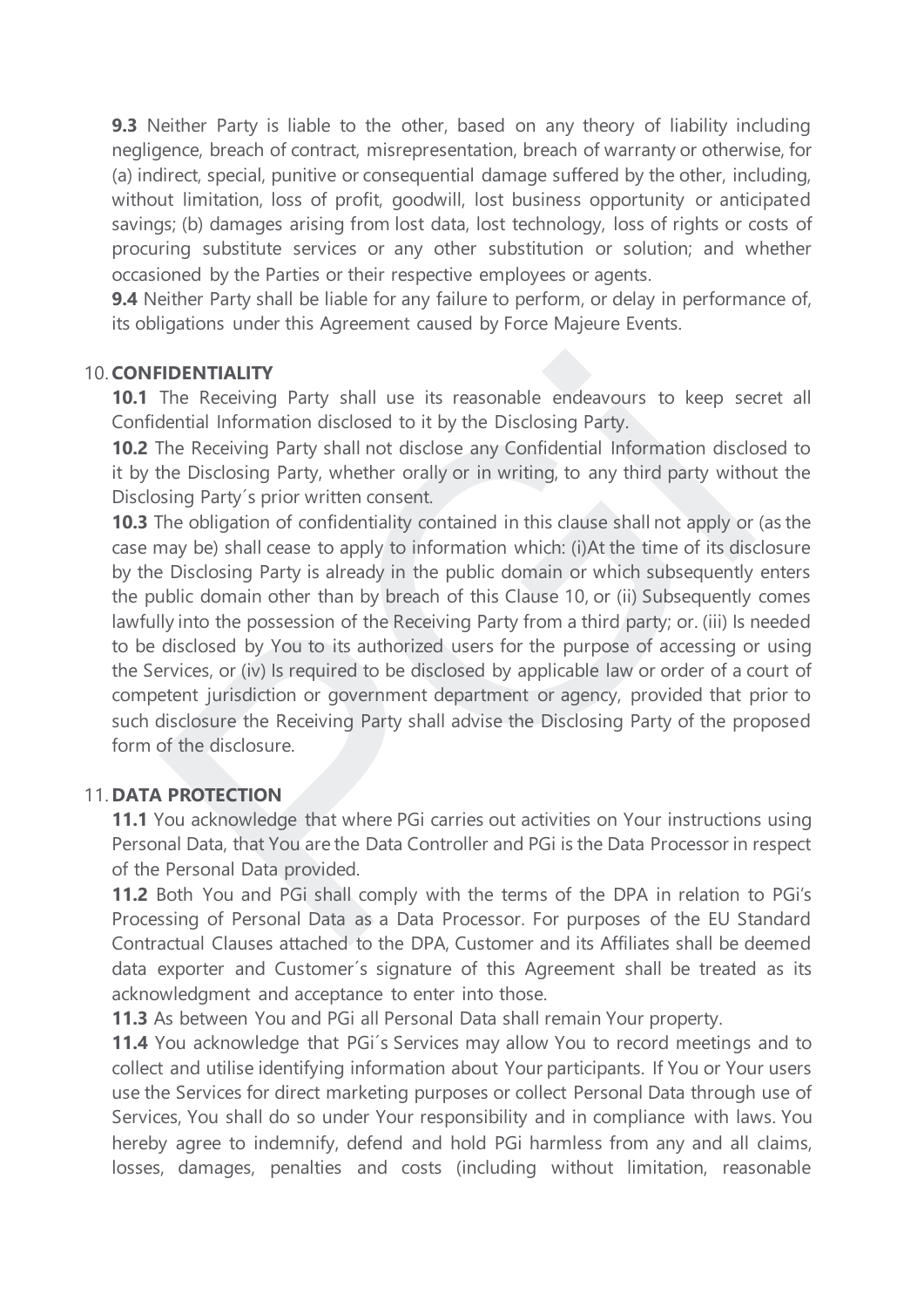**9.3** Neither Party is liable to the other, based on any theory of liability including negligence, breach of contract, misrepresentation, breach of warranty or otherwise, for (a) indirect, special, punitive or consequential damage suffered by the other, including, without limitation, loss of profit, goodwill, lost business opportunity or anticipated savings; (b) damages arising from lost data, lost technology, loss of rights or costs of procuring substitute services or any other substitution or solution; and whether occasioned by the Parties or their respective employees or agents.

**9.4** Neither Party shall be liable for any failure to perform, or delay in performance of, its obligations under this Agreement caused by Force Majeure Events.

## 10. CONFIDENTIALITY

**10.1** The Receiving Party shall use its reasonable endeavours to keep secret all Confidential Information disclosed to it by the Disclosing Party.

**10.2** The Receiving Party shall not disclose any Confidential Information disclosed to it by the Disclosing Party, whether orally or in writing, to any third party without the Disclosing Party´s prior written consent.

**10.3** The obligation of confidentiality contained in this clause shall not apply or (as the case may be) shall cease to apply to information which: (i)At the time of its disclosure by the Disclosing Party is already in the public domain or which subsequently enters the public domain other than by breach of this Clause 10, or (ii) Subsequently comes lawfully into the possession of the Receiving Party from a third party; or. (iii) Is needed to be disclosed by You to its authorized users for the purpose of accessing or using the Services, or (iv) Is required to be disclosed by applicable law or order of a court of competent jurisdiction or government department or agency, provided that prior to such disclosure the Receiving Party shall advise the Disclosing Party of the proposed form of the disclosure.

## 11. DATA PROTECTION

**11.1** You acknowledge that where PGi carries out activities on Your instructions using Personal Data, that You are the Data Controller and PGi is the Data Processor in respect of the Personal Data provided.

**11.2** Both You and PGi shall comply with the terms of the DPA in relation to PGi's Processing of Personal Data as a Data Processor. For purposes of the EU Standard Contractual Clauses attached to the DPA, Customer and its Affiliates shall be deemed data exporter and Customer´s signature of this Agreement shall be treated as its acknowledgment and acceptance to enter into those.

**11.3** As between You and PGi all Personal Data shall remain Your property.

**11.4** You acknowledge that PGi´s Services may allow You to record meetings and to collect and utilise identifying information about Your participants. If You or Your users use the Services for direct marketing purposes or collect Personal Data through use of Services, You shall do so under Your responsibility and in compliance with laws. You hereby agree to indemnify, defend and hold PGi harmless from any and all claims, losses, damages, penalties and costs (including without limitation, reasonable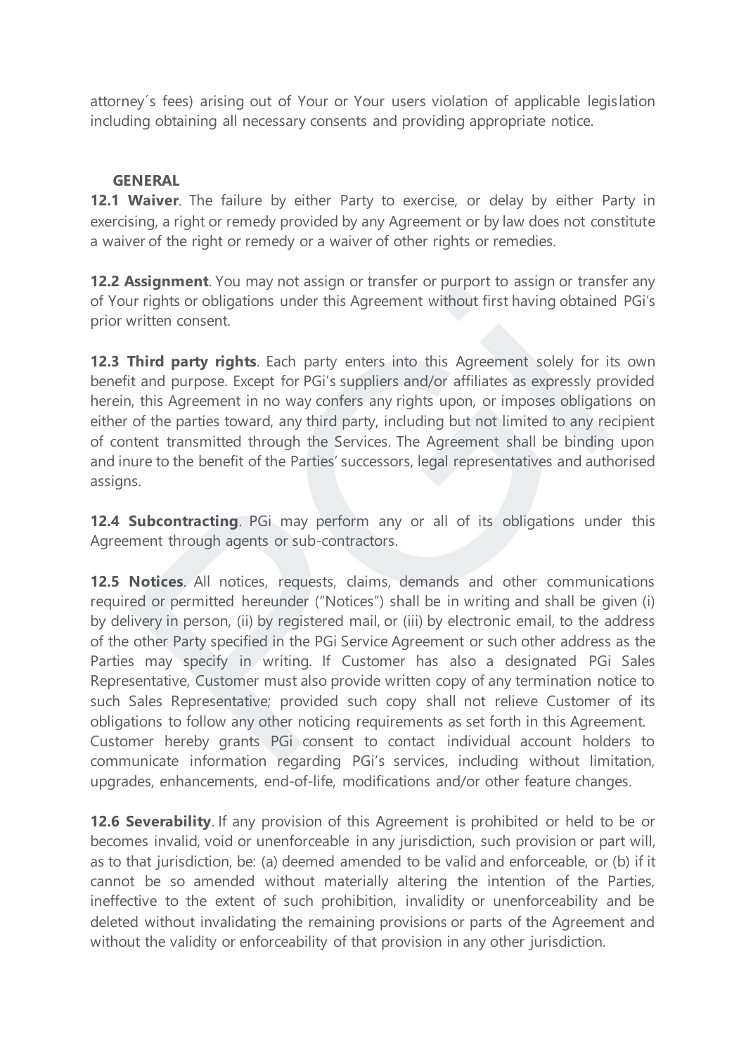attorney´s fees) arising out of Your or Your users violation of applicable legislation including obtaining all necessary consents and providing appropriate notice.

## GENERAL

**12.1 Waiver**. The failure by either Party to exercise, or delay by either Party in exercising, a right or remedy provided by any Agreement or by law does not constitute a waiver of the right or remedy or a waiver of other rights or remedies.

**12.2 Assignment**. You may not assign or transfer or purport to assign or transfer any of Your rights or obligations under this Agreement without first having obtained PGi's prior written consent.

**12.3 Third party rights**. Each party enters into this Agreement solely for its own benefit and purpose. Except for PGi's suppliers and/or affiliates as expressly provided herein, this Agreement in no way confers any rights upon, or imposes obligations on either of the parties toward, any third party, including but not limited to any recipient of content transmitted through the Services. The Agreement shall be binding upon and inure to the benefit of the Parties' successors, legal representatives and authorised assigns.

**12.4 Subcontracting**. PGi may perform any or all of its obligations under this Agreement through agents or sub-contractors.

**12.5 Notices**. All notices, requests, claims, demands and other communications required or permitted hereunder ("Notices") shall be in writing and shall be given (i) by delivery in person, (ii) by registered mail, or (iii) by electronic email, to the address of the other Party specified in the PGi Service Agreement or such other address as the Parties may specify in writing. If Customer has also a designated PGi Sales Representative, Customer must also provide written copy of any termination notice to such Sales Representative; provided such copy shall not relieve Customer of its obligations to follow any other noticing requirements as set forth in this Agreement. Customer hereby grants PGi consent to contact individual account holders to communicate information regarding PGi's services, including without limitation, upgrades, enhancements, end-of-life, modifications and/or other feature changes.

**12.6 Severability**. If any provision of this Agreement is prohibited or held to be or becomes invalid, void or unenforceable in any jurisdiction, such provision or part will, as to that jurisdiction, be: (a) deemed amended to be valid and enforceable, or (b) if it cannot be so amended without materially altering the intention of the Parties, ineffective to the extent of such prohibition, invalidity or unenforceability and be deleted without invalidating the remaining provisions or parts of the Agreement and without the validity or enforceability of that provision in any other jurisdiction.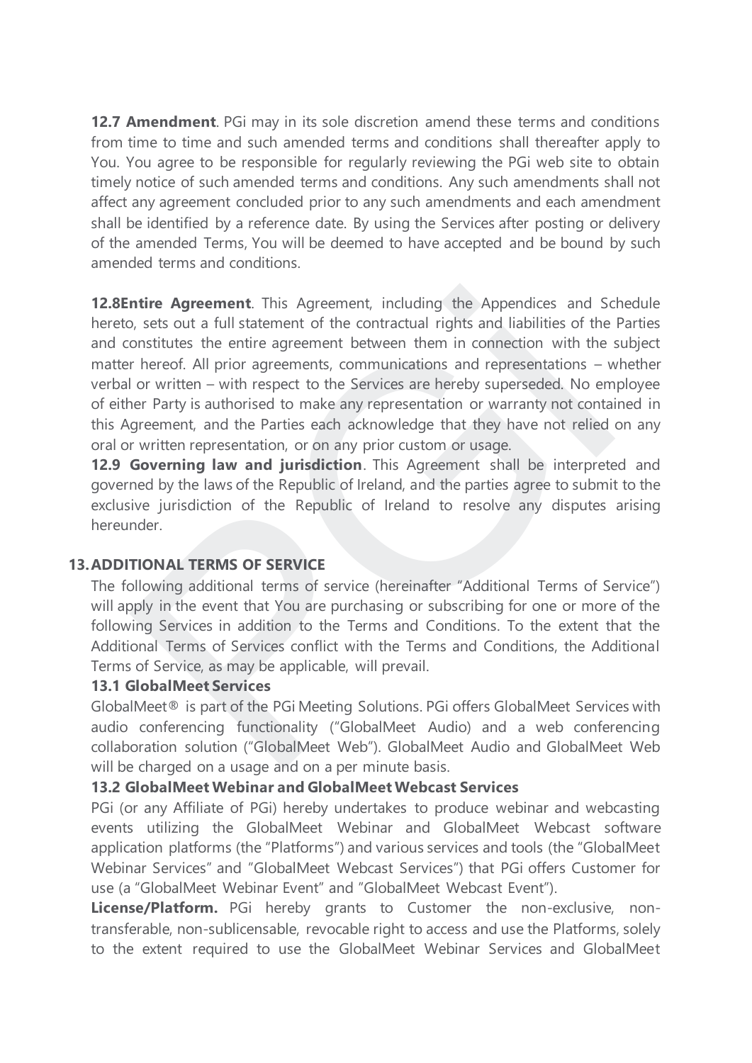**12.7 Amendment**. PGi may in its sole discretion amend these terms and conditions from time to time and such amended terms and conditions shall thereafter apply to You. You agree to be responsible for regularly reviewing the PGi web site to obtain timely notice of such amended terms and conditions. Any such amendments shall not affect any agreement concluded prior to any such amendments and each amendment shall be identified by a reference date. By using the Services after posting or delivery of the amended Terms, You will be deemed to have accepted and be bound by such amended terms and conditions.

**12.8Entire Agreement**. This Agreement, including the Appendices and Schedule hereto, sets out a full statement of the contractual rights and liabilities of the Parties and constitutes the entire agreement between them in connection with the subject matter hereof. All prior agreements, communications and representations – whether verbal or written – with respect to the Services are hereby superseded. No employee of either Party is authorised to make any representation or warranty not contained in this Agreement, and the Parties each acknowledge that they have not relied on any oral or written representation, or on any prior custom or usage.

**12.9 Governing law and jurisdiction**. This Agreement shall be interpreted and governed by the laws of the Republic of Ireland, and the parties agree to submit to the exclusive jurisdiction of the Republic of Ireland to resolve any disputes arising hereunder.

## 13. ADDITIONAL TERMS OF SERVICE

The following additional terms of service (hereinafter "Additional Terms of Service") will apply in the event that You are purchasing or subscribing for one or more of the following Services in addition to the Terms and Conditions. To the extent that the Additional Terms of Services conflict with the Terms and Conditions, the Additional Terms of Service, as may be applicable, will prevail.

**13.1 GlobalMeet Services**

GlobalMeet® is part of the PGi Meeting Solutions. PGi offers GlobalMeet Services with audio conferencing functionality ("GlobalMeet Audio) and a web conferencing collaboration solution ("GlobalMeet Web"). GlobalMeet Audio and GlobalMeet Web will be charged on a usage and on a per minute basis.

**13.2 GlobalMeet Webinar and GlobalMeet Webcast Services**

PGi (or any Affiliate of PGi) hereby undertakes to produce webinar and webcasting events utilizing the GlobalMeet Webinar and GlobalMeet Webcast software application platforms (the "Platforms") and various services and tools (the "GlobalMeet Webinar Services" and "GlobalMeet Webcast Services") that PGi offers Customer for use (a "GlobalMeet Webinar Event" and "GlobalMeet Webcast Event").

**License/Platform.** PGi hereby grants to Customer the non-exclusive, non-transferable, non-sublicensable, revocable right to access and use the Platforms, solely to the extent required to use the GlobalMeet Webinar Services and GlobalMeet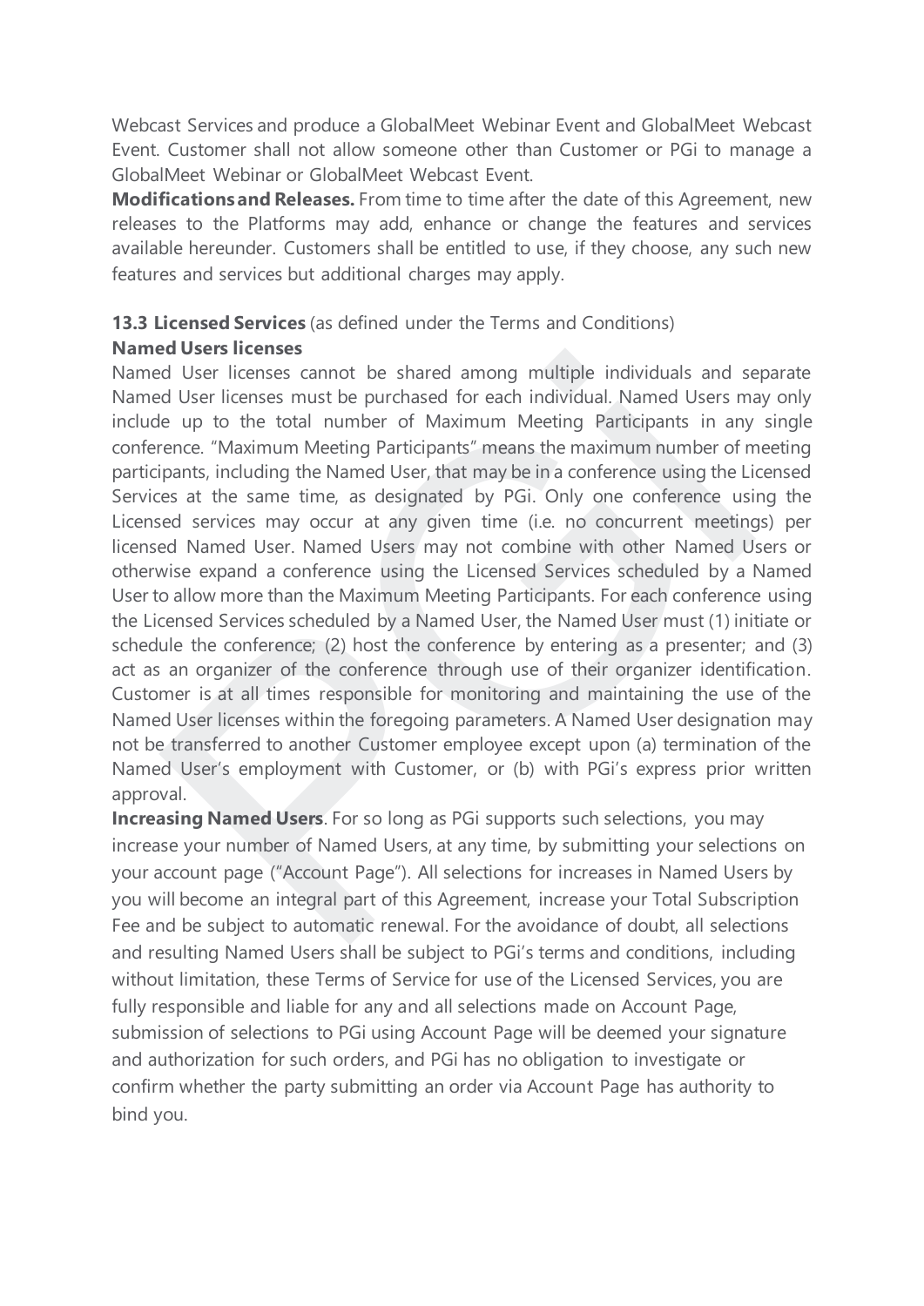Webcast Services and produce a GlobalMeet Webinar Event and GlobalMeet Webcast Event. Customer shall not allow someone other than Customer or PGi to manage a GlobalMeet Webinar or GlobalMeet Webcast Event.

**Modifications and Releases.** From time to time after the date of this Agreement, new releases to the Platforms may add, enhance or change the features and services available hereunder. Customers shall be entitled to use, if they choose, any such new features and services but additional charges may apply.

**13.3 Licensed Services** (as defined under the Terms and Conditions)

**Named Users licenses**

Named User licenses cannot be shared among multiple individuals and separate Named User licenses must be purchased for each individual. Named Users may only include up to the total number of Maximum Meeting Participants in any single conference. "Maximum Meeting Participants" means the maximum number of meeting participants, including the Named User, that may be in a conference using the Licensed Services at the same time, as designated by PGi. Only one conference using the Licensed services may occur at any given time (i.e. no concurrent meetings) per licensed Named User. Named Users may not combine with other Named Users or otherwise expand a conference using the Licensed Services scheduled by a Named User to allow more than the Maximum Meeting Participants. For each conference using the Licensed Services scheduled by a Named User, the Named User must (1) initiate or schedule the conference; (2) host the conference by entering as a presenter; and (3) act as an organizer of the conference through use of their organizer identification. Customer is at all times responsible for monitoring and maintaining the use of the Named User licenses within the foregoing parameters. A Named User designation may not be transferred to another Customer employee except upon (a) termination of the Named User's employment with Customer, or (b) with PGi's express prior written approval.

**Increasing Named Users**. For so long as PGi supports such selections, you may increase your number of Named Users, at any time, by submitting your selections on your account page ("Account Page"). All selections for increases in Named Users by you will become an integral part of this Agreement, increase your Total Subscription Fee and be subject to automatic renewal. For the avoidance of doubt, all selections and resulting Named Users shall be subject to PGi's terms and conditions, including without limitation, these Terms of Service for use of the Licensed Services, you are fully responsible and liable for any and all selections made on Account Page, submission of selections to PGi using Account Page will be deemed your signature and authorization for such orders, and PGi has no obligation to investigate or confirm whether the party submitting an order via Account Page has authority to bind you.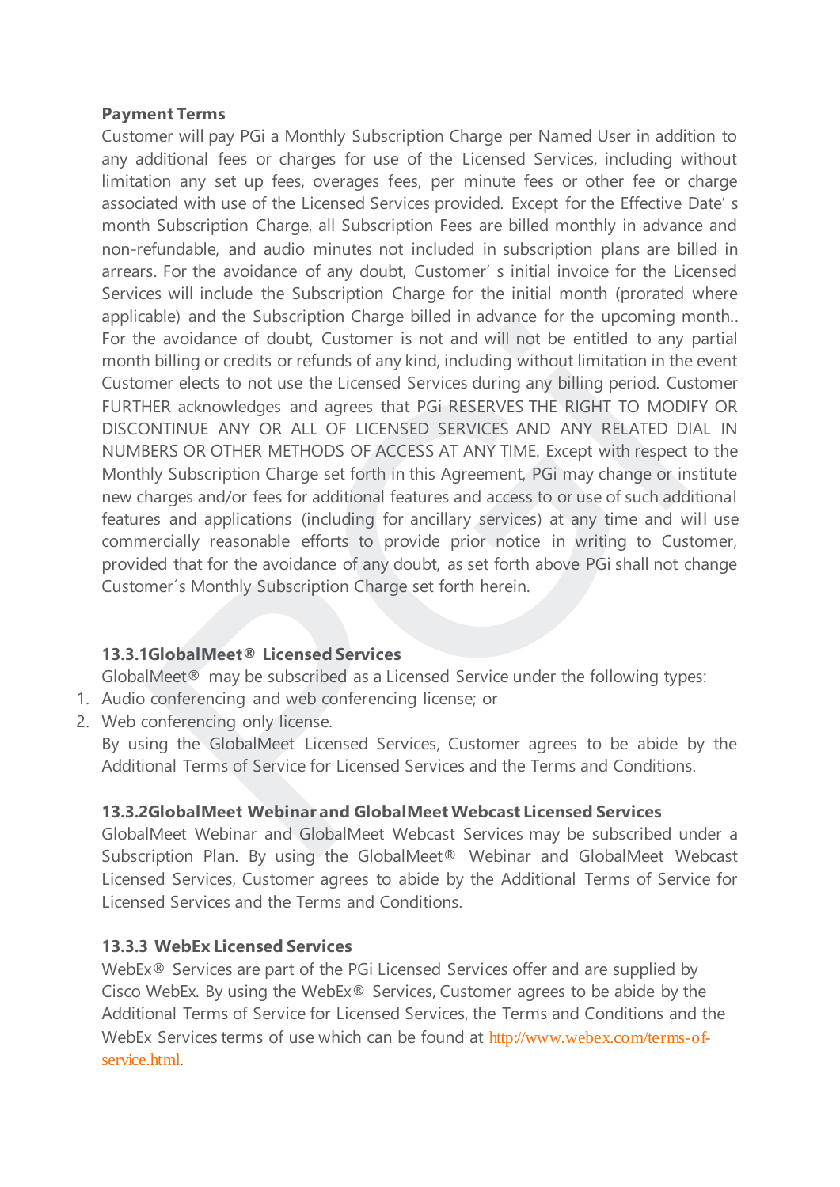**Payment Terms**

Customer will pay PGi a Monthly Subscription Charge per Named User in addition to any additional fees or charges for use of the Licensed Services, including without limitation any set up fees, overages fees, per minute fees or other fee or charge associated with use of the Licensed Services provided. Except for the Effective Date' s month Subscription Charge, all Subscription Fees are billed monthly in advance and non-refundable, and audio minutes not included in subscription plans are billed in arrears. For the avoidance of any doubt, Customer' s initial invoice for the Licensed Services will include the Subscription Charge for the initial month (prorated where applicable) and the Subscription Charge billed in advance for the upcoming month.. For the avoidance of doubt, Customer is not and will not be entitled to any partial month billing or credits or refunds of any kind, including without limitation in the event Customer elects to not use the Licensed Services during any billing period. Customer FURTHER acknowledges and agrees that PGi RESERVES THE RIGHT TO MODIFY OR DISCONTINUE ANY OR ALL OF LICENSED SERVICES AND ANY RELATED DIAL IN NUMBERS OR OTHER METHODS OF ACCESS AT ANY TIME. Except with respect to the Monthly Subscription Charge set forth in this Agreement, PGi may change or institute new charges and/or fees for additional features and access to or use of such additional features and applications (including for ancillary services) at any time and will use commercially reasonable efforts to provide prior notice in writing to Customer, provided that for the avoidance of any doubt, as set forth above PGi shall not change Customer´s Monthly Subscription Charge set forth herein.

**13.3.1GlobalMeet® Licensed Services**

GlobalMeet® may be subscribed as a Licensed Service under the following types:

1. Audio conferencing and web conferencing license; or
2. Web conferencing only license.

By using the GlobalMeet Licensed Services, Customer agrees to be abide by the Additional Terms of Service for Licensed Services and the Terms and Conditions.

**13.3.2GlobalMeet Webinar and GlobalMeet Webcast Licensed Services**

GlobalMeet Webinar and GlobalMeet Webcast Services may be subscribed under a Subscription Plan. By using the GlobalMeet® Webinar and GlobalMeet Webcast Licensed Services, Customer agrees to abide by the Additional Terms of Service for Licensed Services and the Terms and Conditions.

**13.3.3 WebEx Licensed Services**

WebEx® Services are part of the PGi Licensed Services offer and are supplied by Cisco WebEx. By using the WebEx® Services, Customer agrees to be abide by the Additional Terms of Service for Licensed Services, the Terms and Conditions and the WebEx Services terms of use which can be found at http://www.webex.com/terms-of-service.html.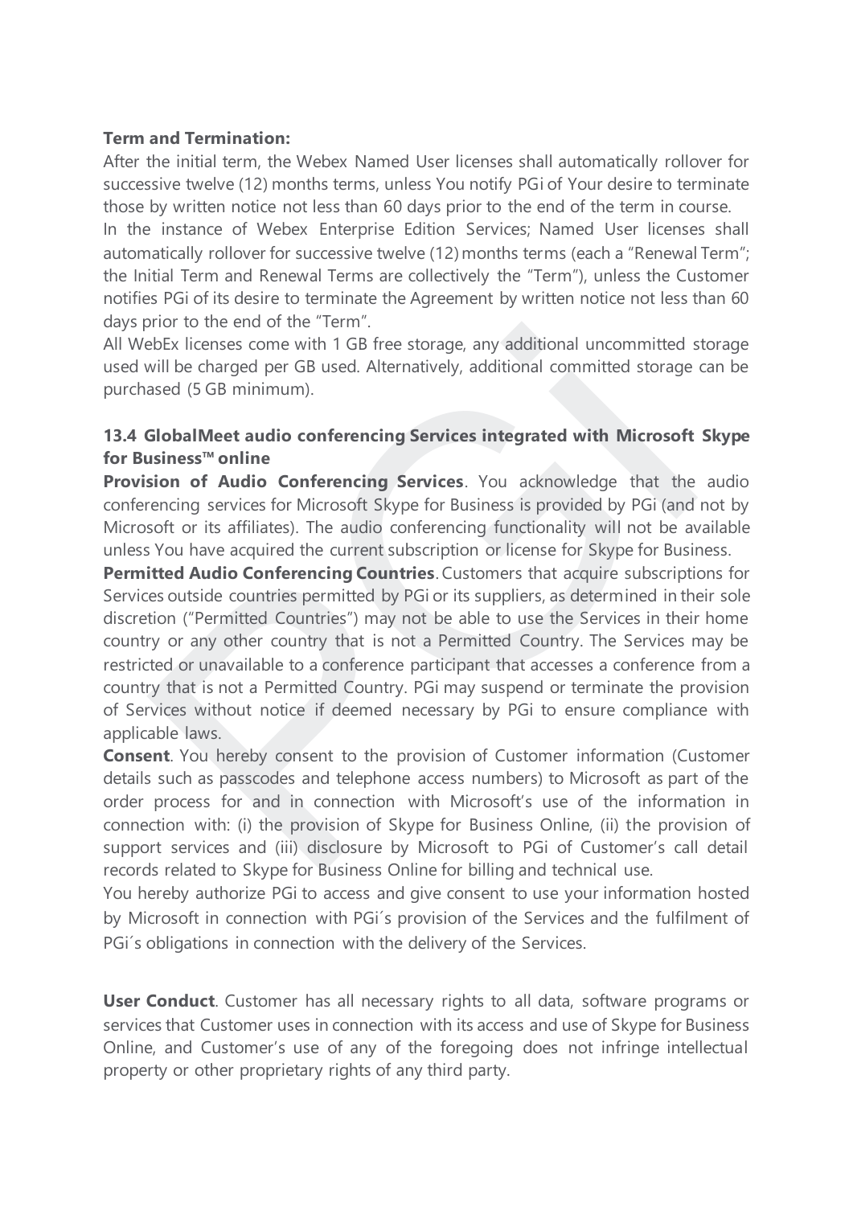**Term and Termination:**

After the initial term, the Webex Named User licenses shall automatically rollover for successive twelve (12) months terms, unless You notify PGi of Your desire to terminate those by written notice not less than 60 days prior to the end of the term in course.

In the instance of Webex Enterprise Edition Services; Named User licenses shall automatically rollover for successive twelve (12) months terms (each a "Renewal Term"; the Initial Term and Renewal Terms are collectively the "Term"), unless the Customer notifies PGi of its desire to terminate the Agreement by written notice not less than 60 days prior to the end of the "Term".

All WebEx licenses come with 1 GB free storage, any additional uncommitted storage used will be charged per GB used. Alternatively, additional committed storage can be purchased (5 GB minimum).

### 13.4 GlobalMeet audio conferencing Services integrated with Microsoft Skype for Business™ online

**Provision of Audio Conferencing Services**. You acknowledge that the audio conferencing services for Microsoft Skype for Business is provided by PGi (and not by Microsoft or its affiliates). The audio conferencing functionality will not be available unless You have acquired the current subscription or license for Skype for Business.

**Permitted Audio Conferencing Countries**. Customers that acquire subscriptions for Services outside countries permitted by PGi or its suppliers, as determined in their sole discretion ("Permitted Countries") may not be able to use the Services in their home country or any other country that is not a Permitted Country. The Services may be restricted or unavailable to a conference participant that accesses a conference from a country that is not a Permitted Country. PGi may suspend or terminate the provision of Services without notice if deemed necessary by PGi to ensure compliance with applicable laws.

**Consent**. You hereby consent to the provision of Customer information (Customer details such as passcodes and telephone access numbers) to Microsoft as part of the order process for and in connection with Microsoft's use of the information in connection with: (i) the provision of Skype for Business Online, (ii) the provision of support services and (iii) disclosure by Microsoft to PGi of Customer's call detail records related to Skype for Business Online for billing and technical use.

You hereby authorize PGi to access and give consent to use your information hosted by Microsoft in connection with PGi´s provision of the Services and the fulfilment of PGi´s obligations in connection with the delivery of the Services.

**User Conduct**. Customer has all necessary rights to all data, software programs or services that Customer uses in connection with its access and use of Skype for Business Online, and Customer's use of any of the foregoing does not infringe intellectual property or other proprietary rights of any third party.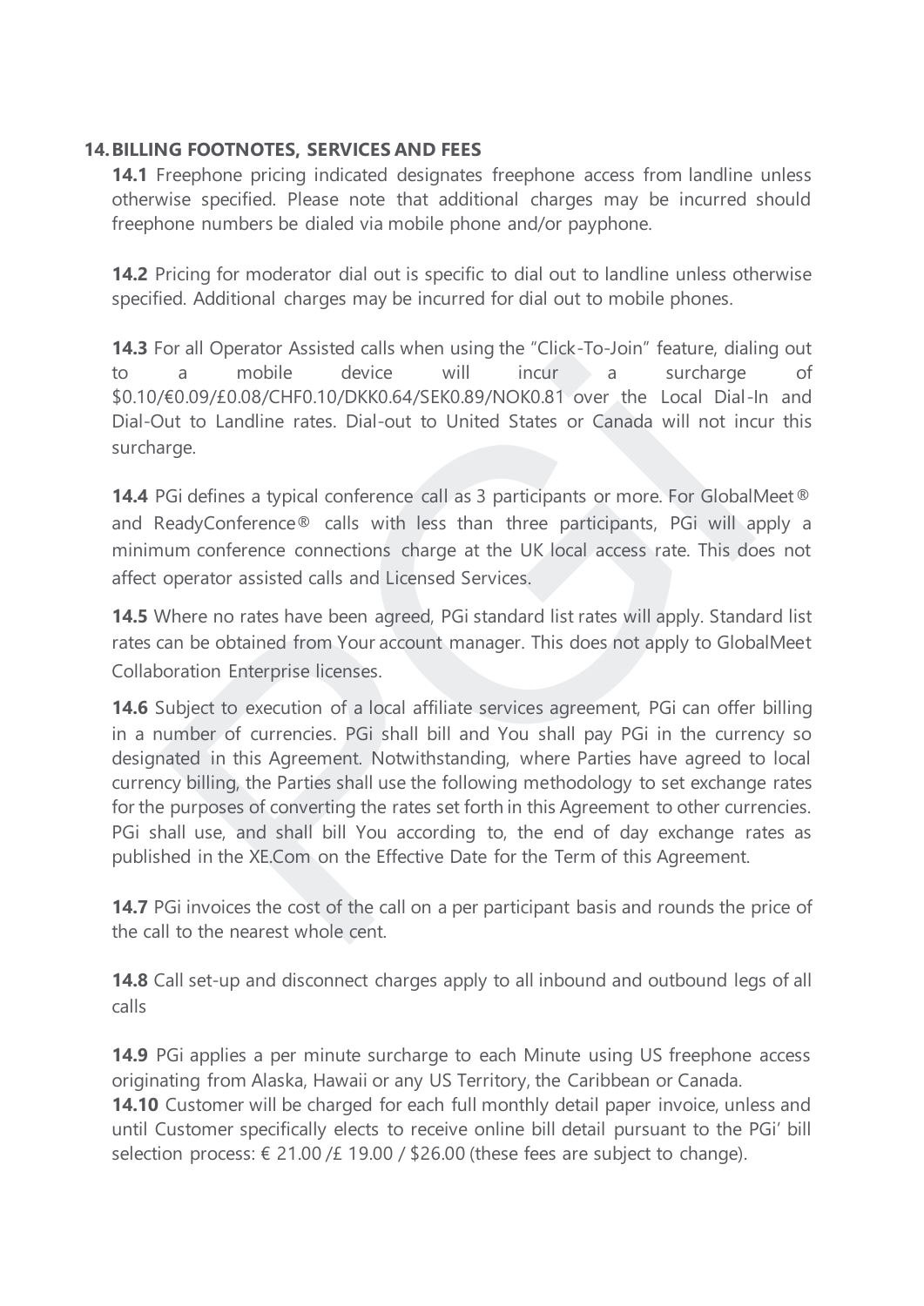## 14. BILLING FOOTNOTES, SERVICES AND FEES

**14.1** Freephone pricing indicated designates freephone access from landline unless otherwise specified. Please note that additional charges may be incurred should freephone numbers be dialed via mobile phone and/or payphone.

**14.2** Pricing for moderator dial out is specific to dial out to landline unless otherwise specified. Additional charges may be incurred for dial out to mobile phones.

**14.3** For all Operator Assisted calls when using the "Click-To-Join" feature, dialing out to a mobile device will incur a surcharge of $0.10/€0.09/£0.08/CHF0.10/DKK0.64/SEK0.89/NOK0.81 over the Local Dial-In and Dial-Out to Landline rates. Dial-out to United States or Canada will not incur this surcharge.

**14.4** PGi defines a typical conference call as 3 participants or more. For GlobalMeet® and ReadyConference® calls with less than three participants, PGi will apply a minimum conference connections charge at the UK local access rate. This does not affect operator assisted calls and Licensed Services.

**14.5** Where no rates have been agreed, PGi standard list rates will apply. Standard list rates can be obtained from Your account manager. This does not apply to GlobalMeet Collaboration Enterprise licenses.

**14.6** Subject to execution of a local affiliate services agreement, PGi can offer billing in a number of currencies. PGi shall bill and You shall pay PGi in the currency so designated in this Agreement. Notwithstanding, where Parties have agreed to local currency billing, the Parties shall use the following methodology to set exchange rates for the purposes of converting the rates set forth in this Agreement to other currencies. PGi shall use, and shall bill You according to, the end of day exchange rates as published in the XE.Com on the Effective Date for the Term of this Agreement.

**14.7** PGi invoices the cost of the call on a per participant basis and rounds the price of the call to the nearest whole cent.

**14.8** Call set-up and disconnect charges apply to all inbound and outbound legs of all calls

**14.9** PGi applies a per minute surcharge to each Minute using US freephone access originating from Alaska, Hawaii or any US Territory, the Caribbean or Canada.

**14.10** Customer will be charged for each full monthly detail paper invoice, unless and until Customer specifically elects to receive online bill detail pursuant to the PGi' bill selection process: € 21.00 /£ 19.00 / $26.00 (these fees are subject to change).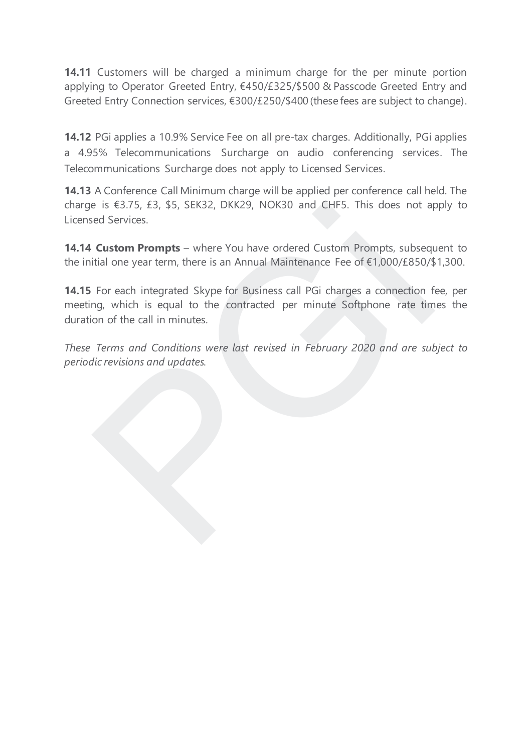**14.11** Customers will be charged a minimum charge for the per minute portion applying to Operator Greeted Entry, €450/£325/$500 & Passcode Greeted Entry and Greeted Entry Connection services, €300/£250/$400 (these fees are subject to change).

**14.12** PGi applies a 10.9% Service Fee on all pre-tax charges. Additionally, PGi applies a 4.95% Telecommunications Surcharge on audio conferencing services. The Telecommunications Surcharge does not apply to Licensed Services.

**14.13** A Conference Call Minimum charge will be applied per conference call held. The charge is €3.75, £3, $5, SEK32, DKK29, NOK30 and CHF5. This does not apply to Licensed Services.

**14.14 Custom Prompts** – where You have ordered Custom Prompts, subsequent to the initial one year term, there is an Annual Maintenance Fee of €1,000/£850/$1,300.

**14.15** For each integrated Skype for Business call PGi charges a connection fee, per meeting, which is equal to the contracted per minute Softphone rate times the duration of the call in minutes.

*These Terms and Conditions were last revised in February 2020 and are subject to periodic revisions and updates.*